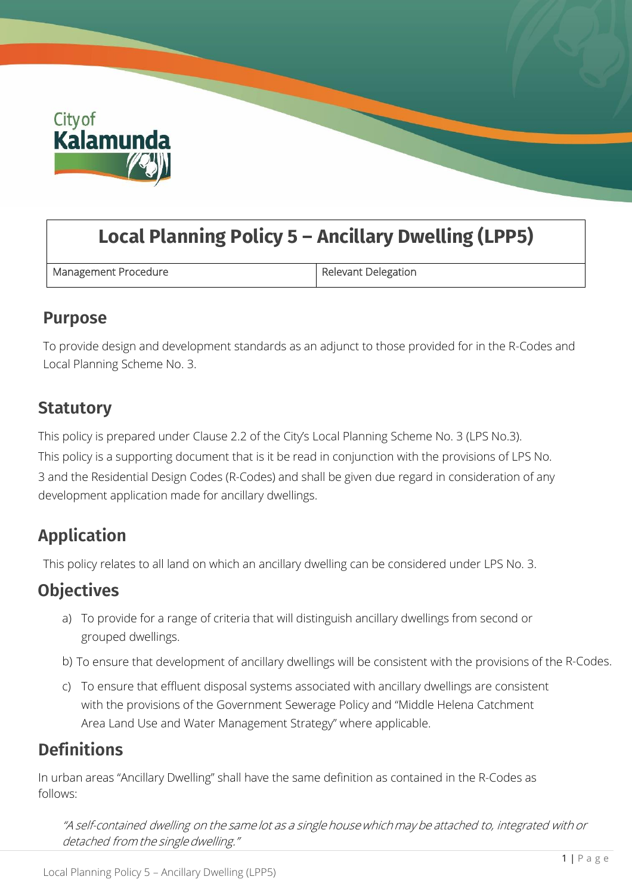# Local Planning Policy 5 – Ancillary Dwelling (LPP5)

| Management Procedure | Relevant Delegation |
| --- | --- |

## Purpose

To provide design and development standards as an adjunct to those provided for in the R-Codes and Local Planning Scheme No. 3.

## Statutory

This policy is prepared under Clause 2.2 of the City's Local Planning Scheme No. 3 (LPS No.3). This policy is a supporting document that is it be read in conjunction with the provisions of LPS No. 3 and the Residential Design Codes (R-Codes) and shall be given due regard in consideration of any development application made for ancillary dwellings.

## Application

This policy relates to all land on which an ancillary dwelling can be considered under LPS No. 3.

## Objectives

a) To provide for a range of criteria that will distinguish ancillary dwellings from second or grouped dwellings.

b) To ensure that development of ancillary dwellings will be consistent with the provisions of the R-Codes.

c) To ensure that effluent disposal systems associated with ancillary dwellings are consistent with the provisions of the Government Sewerage Policy and "Middle Helena Catchment Area Land Use and Water Management Strategy" where applicable.

## Definitions

In urban areas "Ancillary Dwelling" shall have the same definition as contained in the R-Codes as follows:

*"A self-contained dwelling on the same lot as a single house which may be attached to, integrated with or detached from the single dwelling."*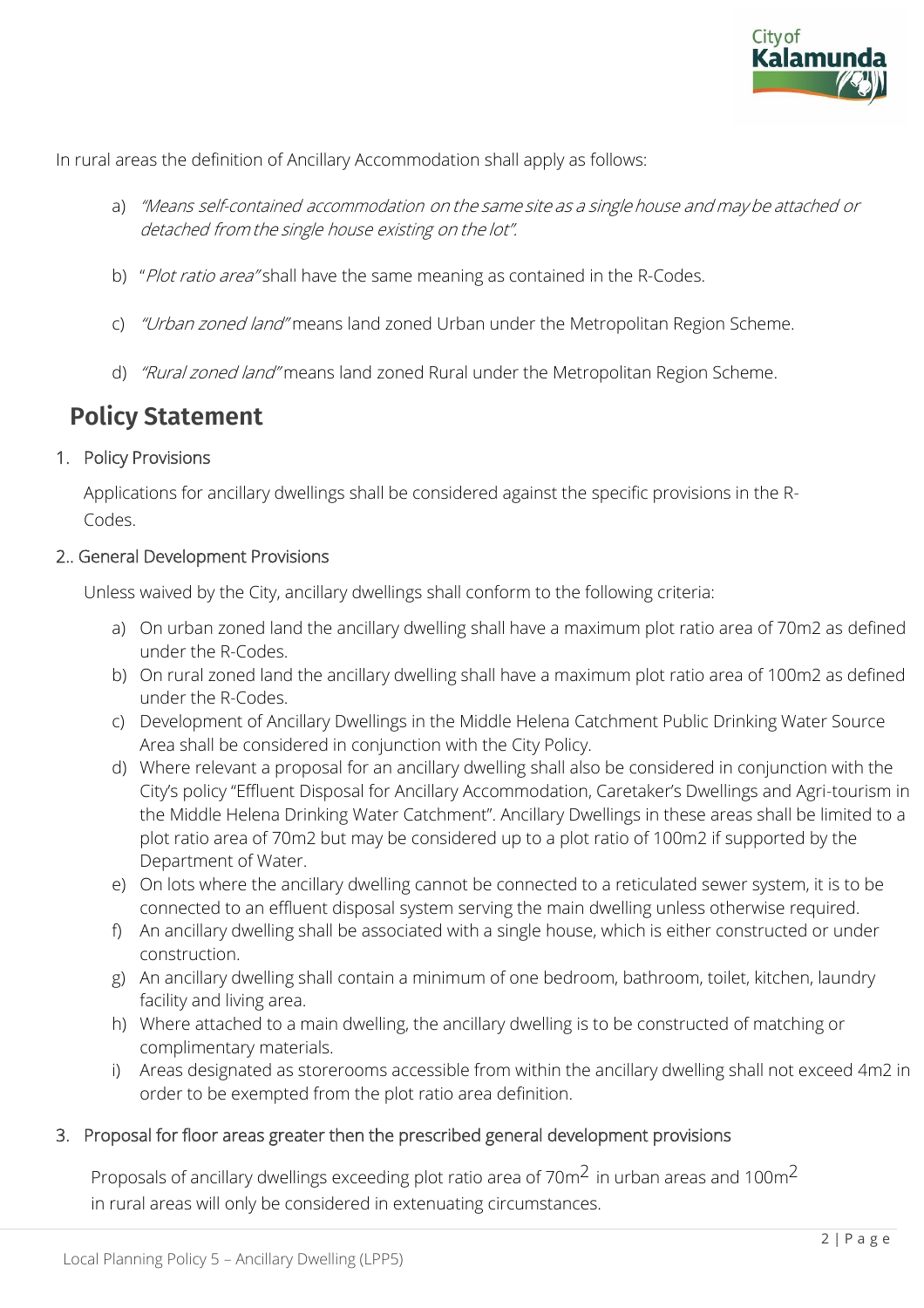In rural areas the definition of Ancillary Accommodation shall apply as follows:

a) *"Means self-contained accommodation on the same site as a single house and may be attached or detached from the single house existing on the lot".*

b) "*Plot ratio area"* shall have the same meaning as contained in the R-Codes.

c) *"Urban zoned land"* means land zoned Urban under the Metropolitan Region Scheme.

d) *"Rural zoned land"* means land zoned Rural under the Metropolitan Region Scheme.

## Policy Statement

1. Policy Provisions

   Applications for ancillary dwellings shall be considered against the specific provisions in the R-Codes.

2.. General Development Provisions

   Unless waived by the City, ancillary dwellings shall conform to the following criteria:

   a) On urban zoned land the ancillary dwelling shall have a maximum plot ratio area of 70m2 as defined under the R-Codes.
   b) On rural zoned land the ancillary dwelling shall have a maximum plot ratio area of 100m2 as defined under the R-Codes.
   c) Development of Ancillary Dwellings in the Middle Helena Catchment Public Drinking Water Source Area shall be considered in conjunction with the City Policy.
   d) Where relevant a proposal for an ancillary dwelling shall also be considered in conjunction with the City's policy "Effluent Disposal for Ancillary Accommodation, Caretaker's Dwellings and Agri-tourism in the Middle Helena Drinking Water Catchment". Ancillary Dwellings in these areas shall be limited to a plot ratio area of 70m2 but may be considered up to a plot ratio of 100m2 if supported by the Department of Water.
   e) On lots where the ancillary dwelling cannot be connected to a reticulated sewer system, it is to be connected to an effluent disposal system serving the main dwelling unless otherwise required.
   f) An ancillary dwelling shall be associated with a single house, which is either constructed or under construction.
   g) An ancillary dwelling shall contain a minimum of one bedroom, bathroom, toilet, kitchen, laundry facility and living area.
   h) Where attached to a main dwelling, the ancillary dwelling is to be constructed of matching or complimentary materials.
   i) Areas designated as storerooms accessible from within the ancillary dwelling shall not exceed 4m2 in order to be exempted from the plot ratio area definition.

3. Proposal for floor areas greater then the prescribed general development provisions

   Proposals of ancillary dwellings exceeding plot ratio area of 70m$^2$ in urban areas and 100m$^2$ in rural areas will only be considered in extenuating circumstances.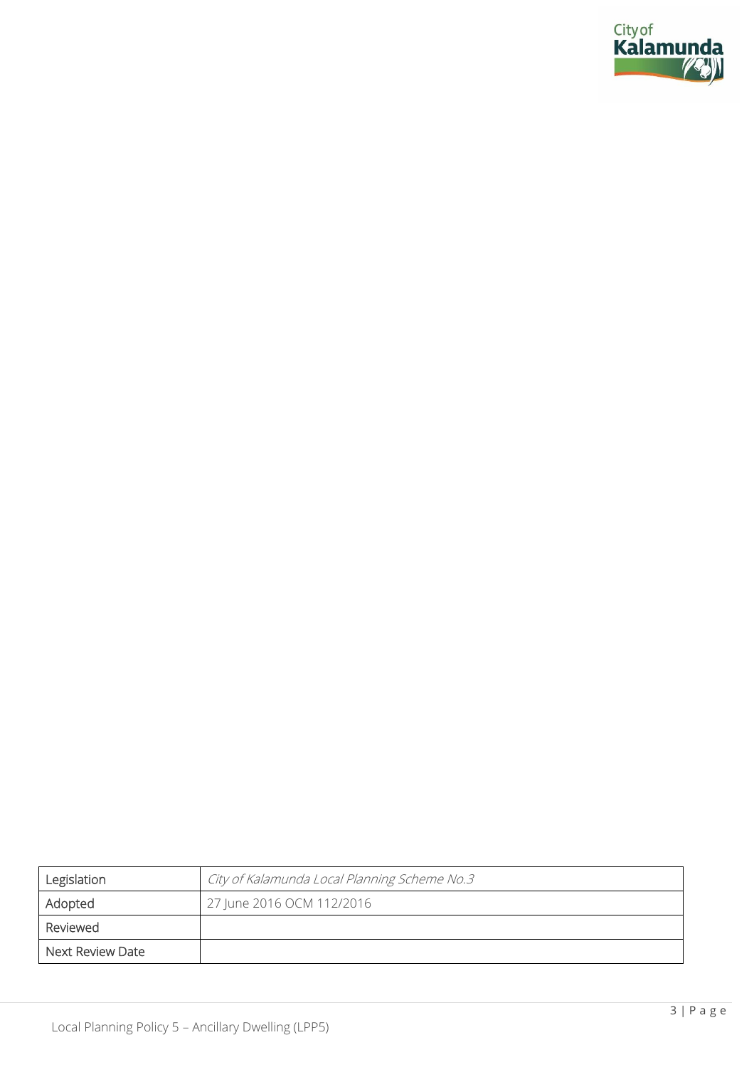| | |
|---|---|
| Legislation | *City of Kalamunda Local Planning Scheme No.3* |
| Adopted | 27 June 2016 OCM 112/2016 |
| Reviewed | |
| Next Review Date | |